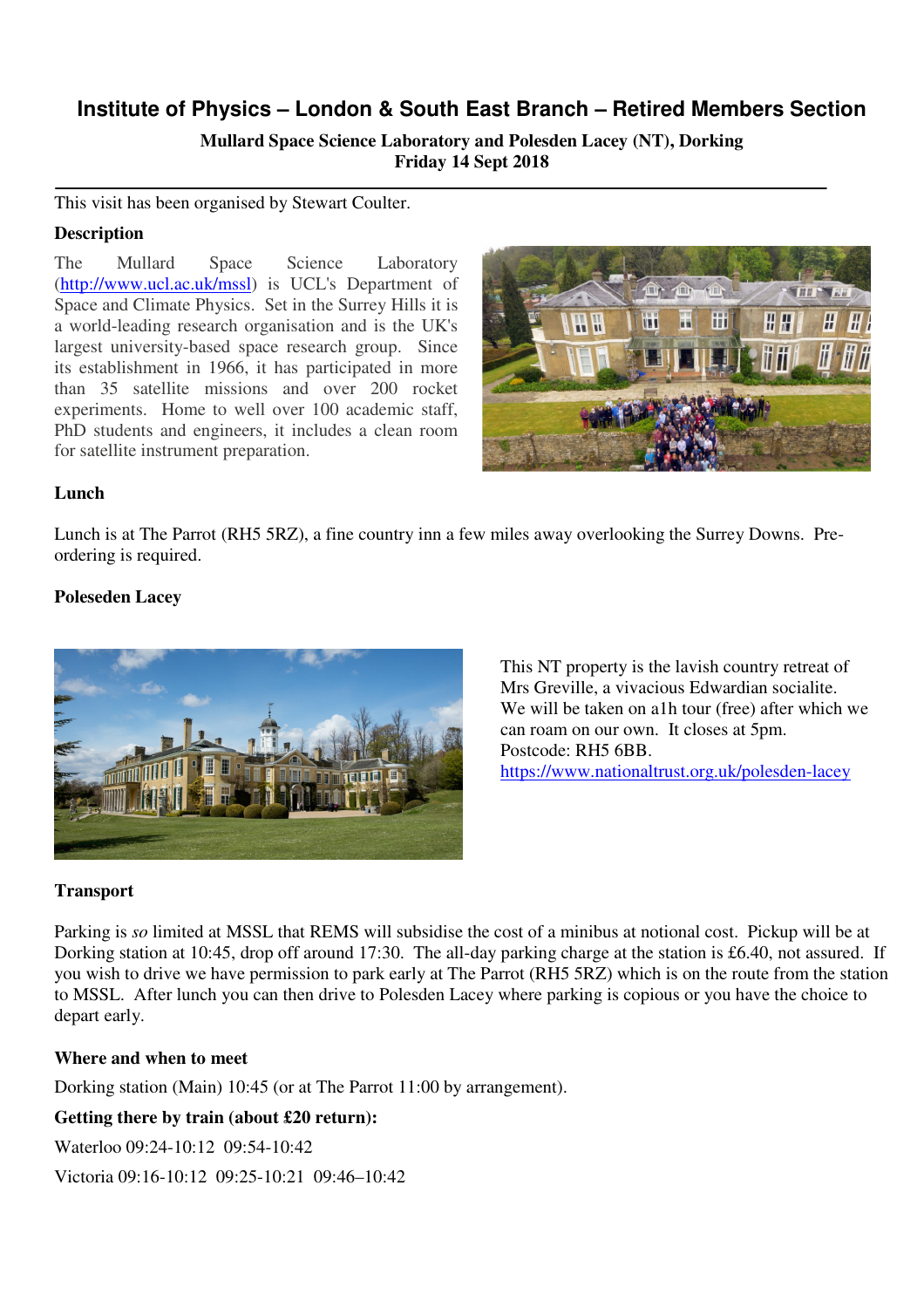# Institute of Physics – London & South East Branch – Retired Members Section

**Mullard Space Science Laboratory and Polesden Lacey (NT), Dorking**
**Friday 14 Sept 2018**

---

This visit has been organised by Stewart Coulter.

### Description

The Mullard Space Science Laboratory (http://www.ucl.ac.uk/mssl) is UCL's Department of Space and Climate Physics. Set in the Surrey Hills it is a world-leading research organisation and is the UK's largest university-based space research group. Since its establishment in 1966, it has participated in more than 35 satellite missions and over 200 rocket experiments. Home to well over 100 academic staff, PhD students and engineers, it includes a clean room for satellite instrument preparation.

### Lunch

Lunch is at The Parrot (RH5 5RZ), a fine country inn a few miles away overlooking the Surrey Downs. Pre-ordering is required.

### Poleseden Lacey

This NT property is the lavish country retreat of Mrs Greville, a vivacious Edwardian socialite. We will be taken on a1h tour (free) after which we can roam on our own. It closes at 5pm.
Postcode: RH5 6BB.
https://www.nationaltrust.org.uk/polesden-lacey

### Transport

Parking is *so* limited at MSSL that REMS will subsidise the cost of a minibus at notional cost. Pickup will be at Dorking station at 10:45, drop off around 17:30. The all-day parking charge at the station is £6.40, not assured. If you wish to drive we have permission to park early at The Parrot (RH5 5RZ) which is on the route from the station to MSSL. After lunch you can then drive to Polesden Lacey where parking is copious or you have the choice to depart early.

### Where and when to meet

Dorking station (Main) 10:45 (or at The Parrot 11:00 by arrangement).

### Getting there by train (about £20 return):

Waterloo 09:24-10:12 09:54-10:42

Victoria 09:16-10:12 09:25-10:21 09:46–10:42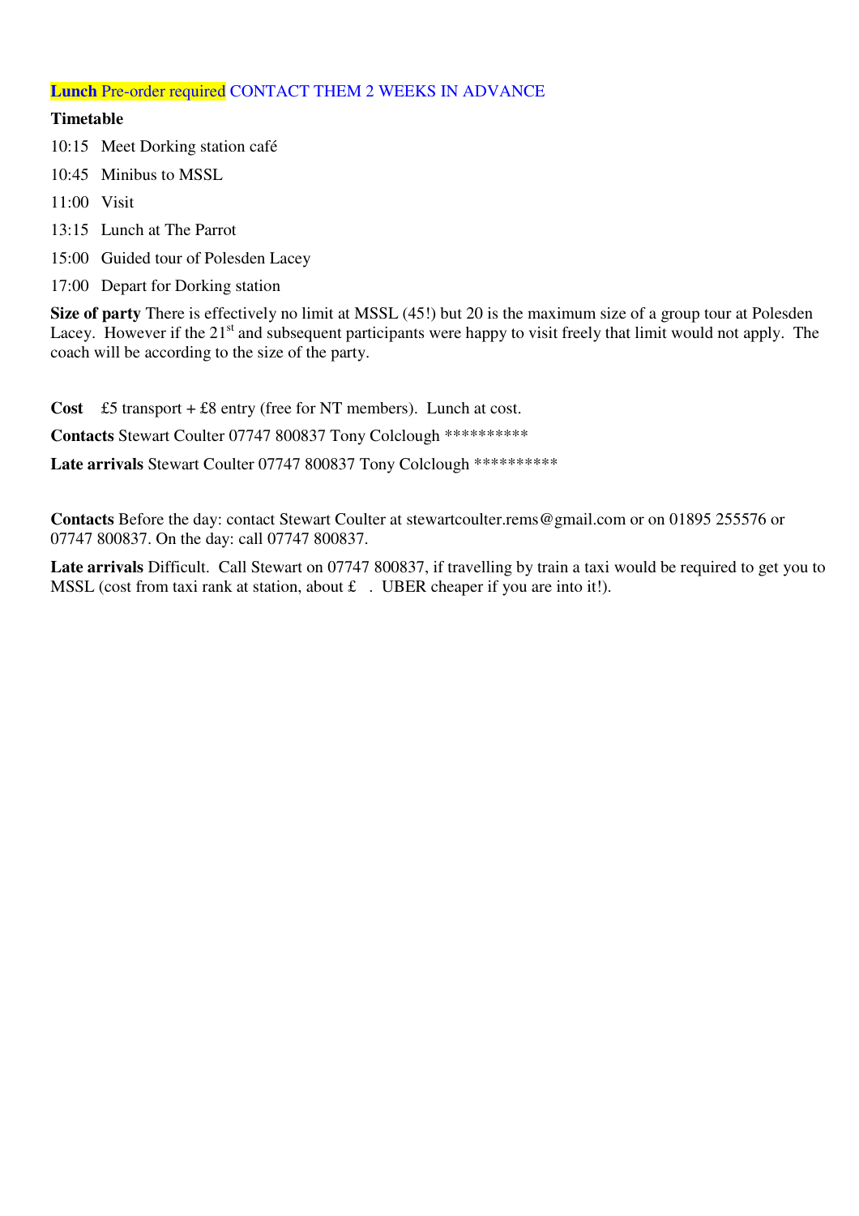**Lunch** Pre-order required CONTACT THEM 2 WEEKS IN ADVANCE

**Timetable**

10:15 Meet Dorking station café

10:45 Minibus to MSSL

11:00 Visit

13:15 Lunch at The Parrot

15:00 Guided tour of Polesden Lacey

17:00 Depart for Dorking station

**Size of party** There is effectively no limit at MSSL (45!) but 20 is the maximum size of a group tour at Polesden Lacey. However if the 21st and subsequent participants were happy to visit freely that limit would not apply. The coach will be according to the size of the party.

**Cost** £5 transport + £8 entry (free for NT members). Lunch at cost.

**Contacts** Stewart Coulter 07747 800837 Tony Colclough **********

**Late arrivals** Stewart Coulter 07747 800837 Tony Colclough **********

**Contacts** Before the day: contact Stewart Coulter at stewartcoulter.rems@gmail.com or on 01895 255576 or 07747 800837. On the day: call 07747 800837.

**Late arrivals** Difficult. Call Stewart on 07747 800837, if travelling by train a taxi would be required to get you to MSSL (cost from taxi rank at station, about £ . UBER cheaper if you are into it!).